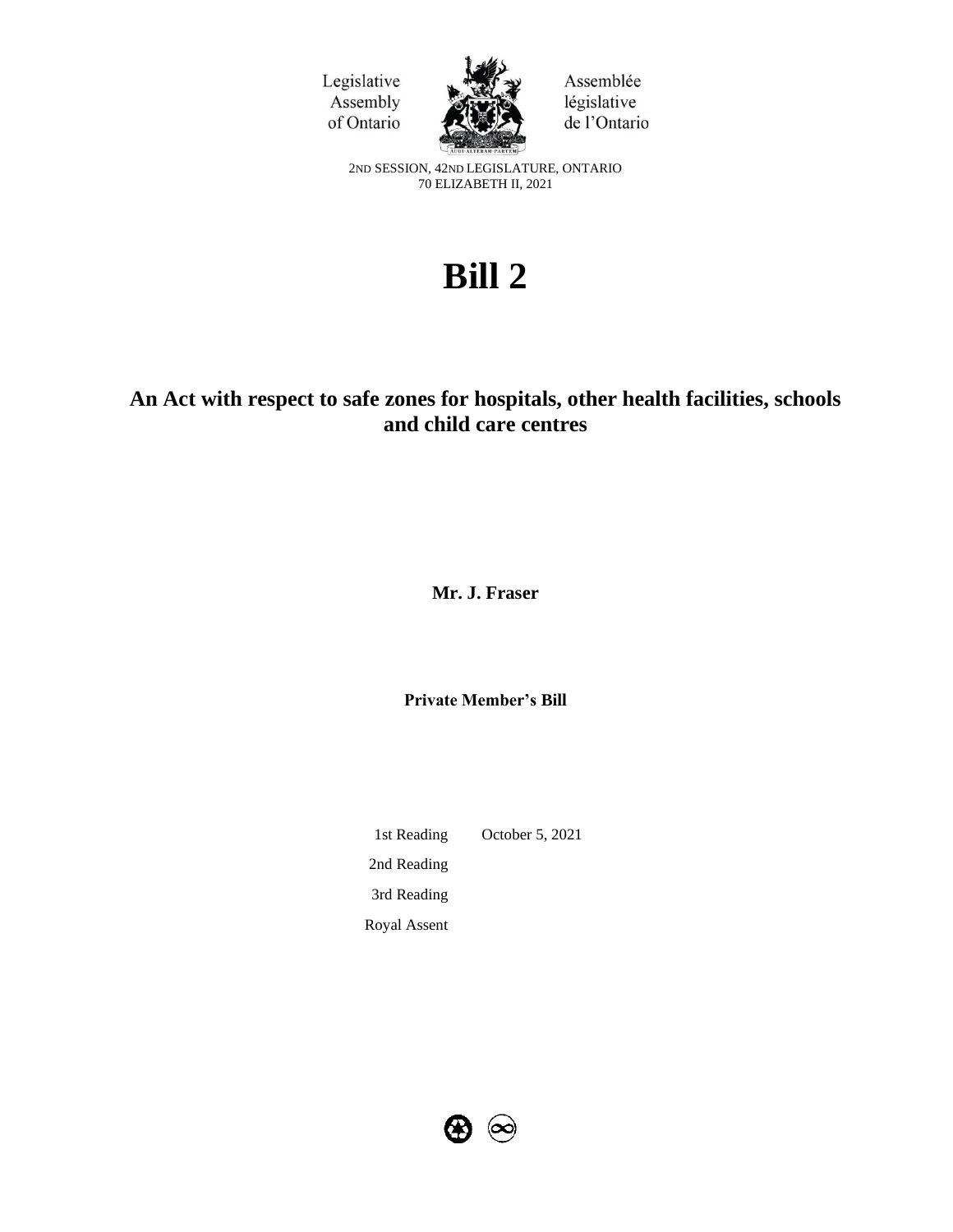Legislative Assembly of Ontario

Assemblée législative de l'Ontario

2ND SESSION, 42ND LEGISLATURE, ONTARIO
70 ELIZABETH II, 2021

# Bill 2

## An Act with respect to safe zones for hospitals, other health facilities, schools and child care centres

**Mr. J. Fraser**

**Private Member's Bill**

| | |
|---|---|
| 1st Reading | October 5, 2021 |
| 2nd Reading | |
| 3rd Reading | |
| Royal Assent | |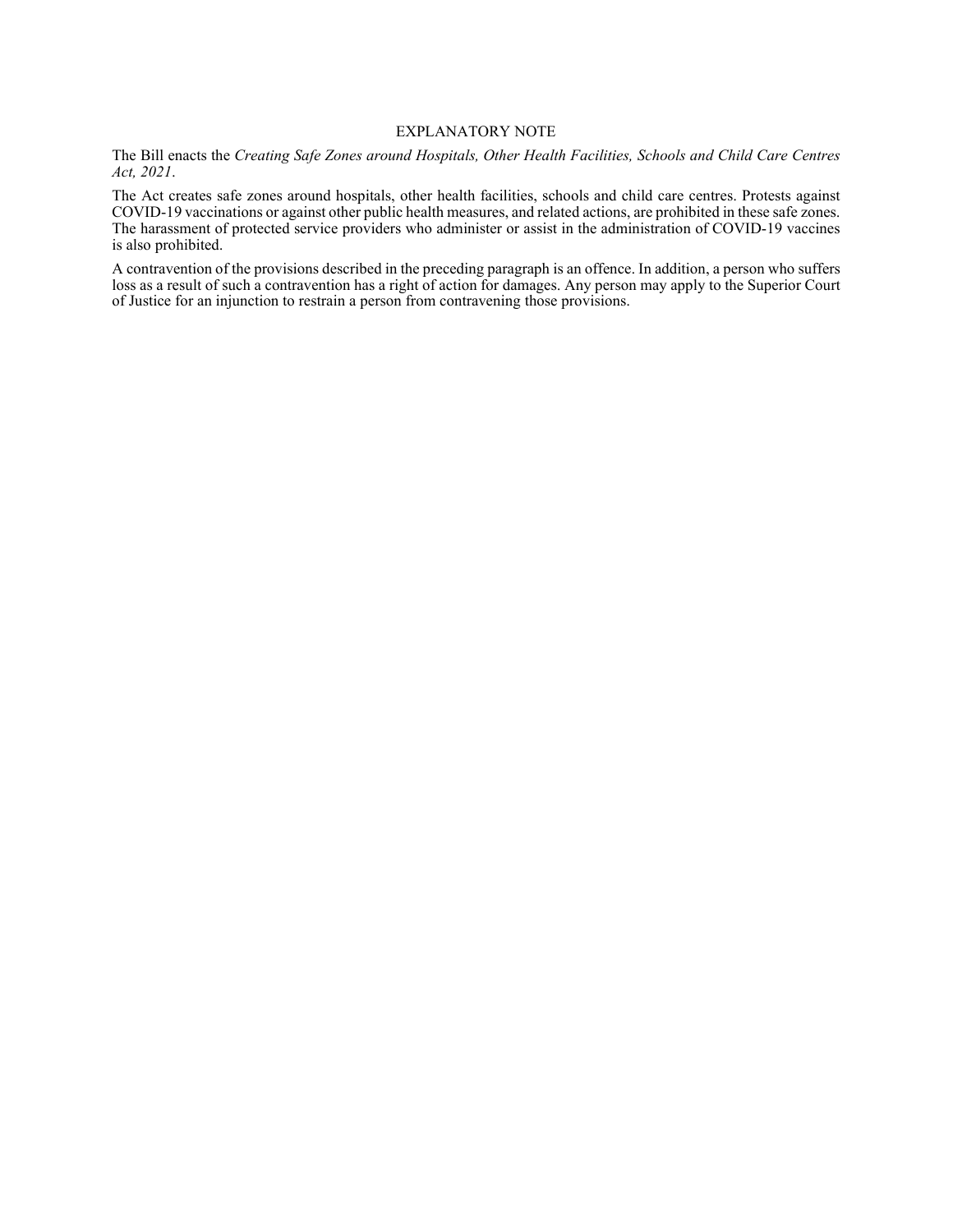## EXPLANATORY NOTE

The Bill enacts the *Creating Safe Zones around Hospitals, Other Health Facilities, Schools and Child Care Centres Act, 2021*.

The Act creates safe zones around hospitals, other health facilities, schools and child care centres. Protests against COVID-19 vaccinations or against other public health measures, and related actions, are prohibited in these safe zones. The harassment of protected service providers who administer or assist in the administration of COVID-19 vaccines is also prohibited.

A contravention of the provisions described in the preceding paragraph is an offence. In addition, a person who suffers loss as a result of such a contravention has a right of action for damages. Any person may apply to the Superior Court of Justice for an injunction to restrain a person from contravening those provisions.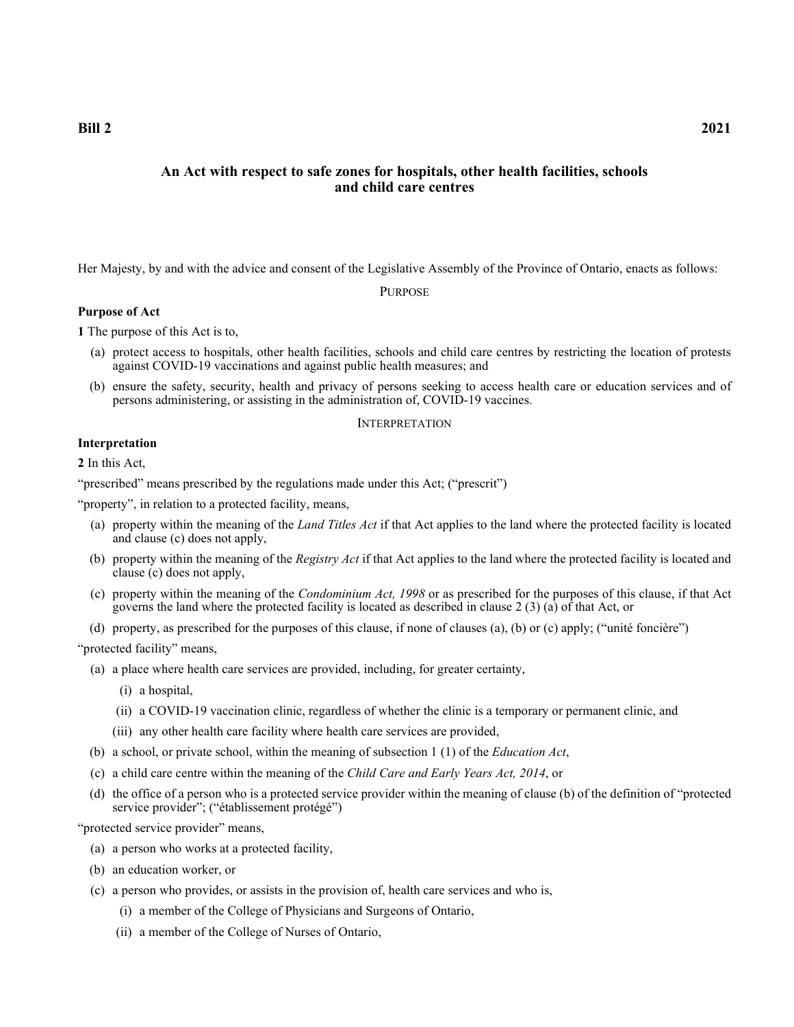**Bill 2** **2021**

## An Act with respect to safe zones for hospitals, other health facilities, schools and child care centres

Her Majesty, by and with the advice and consent of the Legislative Assembly of the Province of Ontario, enacts as follows:

PURPOSE

**Purpose of Act**

**1** The purpose of this Act is to,

(a) protect access to hospitals, other health facilities, schools and child care centres by restricting the location of protests against COVID-19 vaccinations and against public health measures; and

(b) ensure the safety, security, health and privacy of persons seeking to access health care or education services and of persons administering, or assisting in the administration of, COVID-19 vaccines.

INTERPRETATION

**Interpretation**

**2** In this Act,

"prescribed" means prescribed by the regulations made under this Act; ("prescrit")

"property", in relation to a protected facility, means,

(a) property within the meaning of the *Land Titles Act* if that Act applies to the land where the protected facility is located and clause (c) does not apply,

(b) property within the meaning of the *Registry Act* if that Act applies to the land where the protected facility is located and clause (c) does not apply,

(c) property within the meaning of the *Condominium Act, 1998* or as prescribed for the purposes of this clause, if that Act governs the land where the protected facility is located as described in clause 2 (3) (a) of that Act, or

(d) property, as prescribed for the purposes of this clause, if none of clauses (a), (b) or (c) apply; ("unité foncière")

"protected facility" means,

(a) a place where health care services are provided, including, for greater certainty,

(i) a hospital,

(ii) a COVID-19 vaccination clinic, regardless of whether the clinic is a temporary or permanent clinic, and

(iii) any other health care facility where health care services are provided,

(b) a school, or private school, within the meaning of subsection 1 (1) of the *Education Act*,

(c) a child care centre within the meaning of the *Child Care and Early Years Act, 2014*, or

(d) the office of a person who is a protected service provider within the meaning of clause (b) of the definition of "protected service provider"; ("établissement protégé")

"protected service provider" means,

(a) a person who works at a protected facility,

(b) an education worker, or

(c) a person who provides, or assists in the provision of, health care services and who is,

(i) a member of the College of Physicians and Surgeons of Ontario,

(ii) a member of the College of Nurses of Ontario,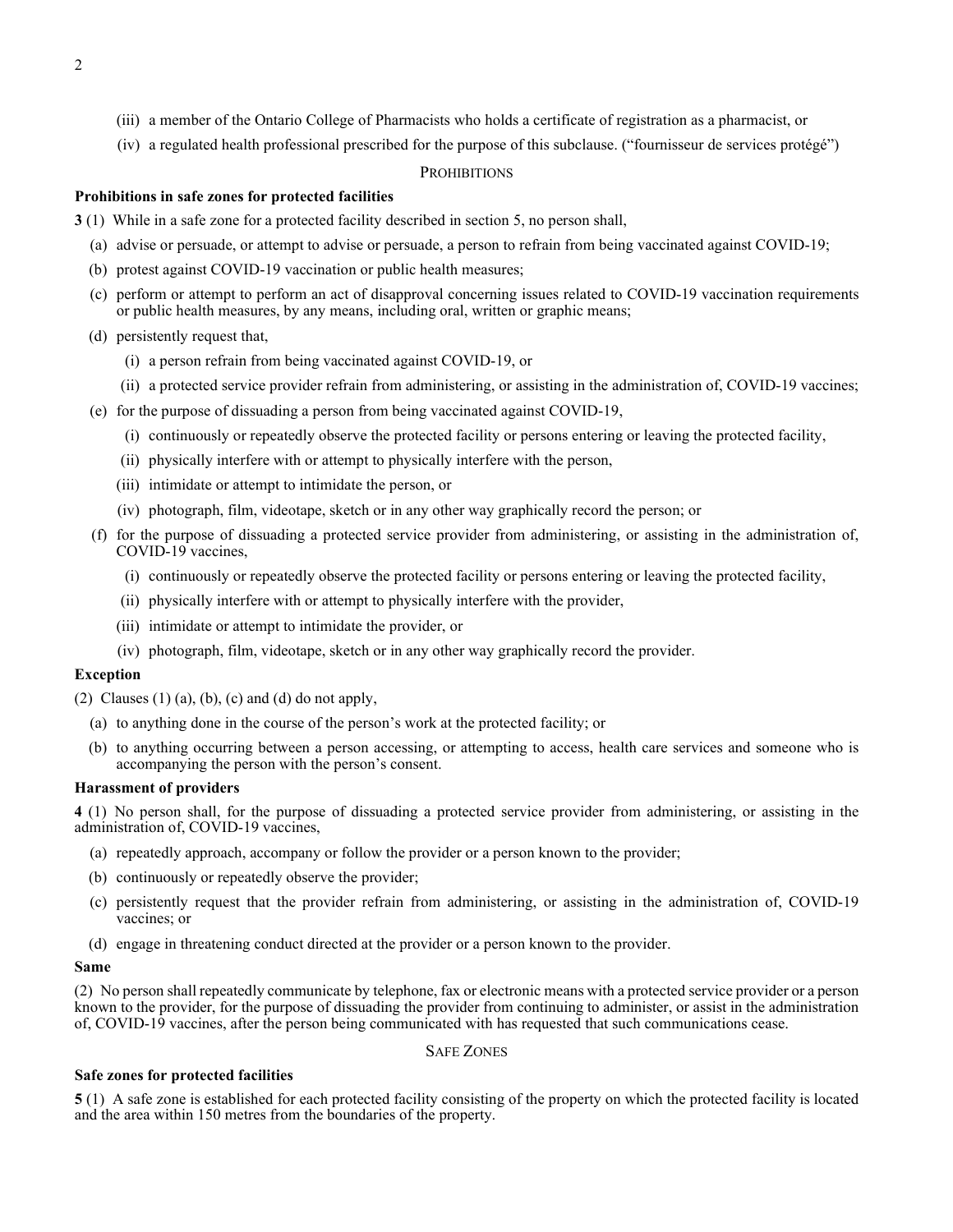(iii) a member of the Ontario College of Pharmacists who holds a certificate of registration as a pharmacist, or

(iv) a regulated health professional prescribed for the purpose of this subclause. ("fournisseur de services protégé")

PROHIBITIONS

**Prohibitions in safe zones for protected facilities**

**3** (1) While in a safe zone for a protected facility described in section 5, no person shall,

(a) advise or persuade, or attempt to advise or persuade, a person to refrain from being vaccinated against COVID-19;

(b) protest against COVID-19 vaccination or public health measures;

(c) perform or attempt to perform an act of disapproval concerning issues related to COVID-19 vaccination requirements or public health measures, by any means, including oral, written or graphic means;

(d) persistently request that,

(i) a person refrain from being vaccinated against COVID-19, or

(ii) a protected service provider refrain from administering, or assisting in the administration of, COVID-19 vaccines;

(e) for the purpose of dissuading a person from being vaccinated against COVID-19,

(i) continuously or repeatedly observe the protected facility or persons entering or leaving the protected facility,

(ii) physically interfere with or attempt to physically interfere with the person,

(iii) intimidate or attempt to intimidate the person, or

(iv) photograph, film, videotape, sketch or in any other way graphically record the person; or

(f) for the purpose of dissuading a protected service provider from administering, or assisting in the administration of, COVID-19 vaccines,

(i) continuously or repeatedly observe the protected facility or persons entering or leaving the protected facility,

(ii) physically interfere with or attempt to physically interfere with the provider,

(iii) intimidate or attempt to intimidate the provider, or

(iv) photograph, film, videotape, sketch or in any other way graphically record the provider.

**Exception**

(2) Clauses (1) (a), (b), (c) and (d) do not apply,

(a) to anything done in the course of the person's work at the protected facility; or

(b) to anything occurring between a person accessing, or attempting to access, health care services and someone who is accompanying the person with the person's consent.

**Harassment of providers**

**4** (1) No person shall, for the purpose of dissuading a protected service provider from administering, or assisting in the administration of, COVID-19 vaccines,

(a) repeatedly approach, accompany or follow the provider or a person known to the provider;

(b) continuously or repeatedly observe the provider;

(c) persistently request that the provider refrain from administering, or assisting in the administration of, COVID-19 vaccines; or

(d) engage in threatening conduct directed at the provider or a person known to the provider.

**Same**

(2) No person shall repeatedly communicate by telephone, fax or electronic means with a protected service provider or a person known to the provider, for the purpose of dissuading the provider from continuing to administer, or assist in the administration of, COVID-19 vaccines, after the person being communicated with has requested that such communications cease.

SAFE ZONES

**Safe zones for protected facilities**

**5** (1) A safe zone is established for each protected facility consisting of the property on which the protected facility is located and the area within 150 metres from the boundaries of the property.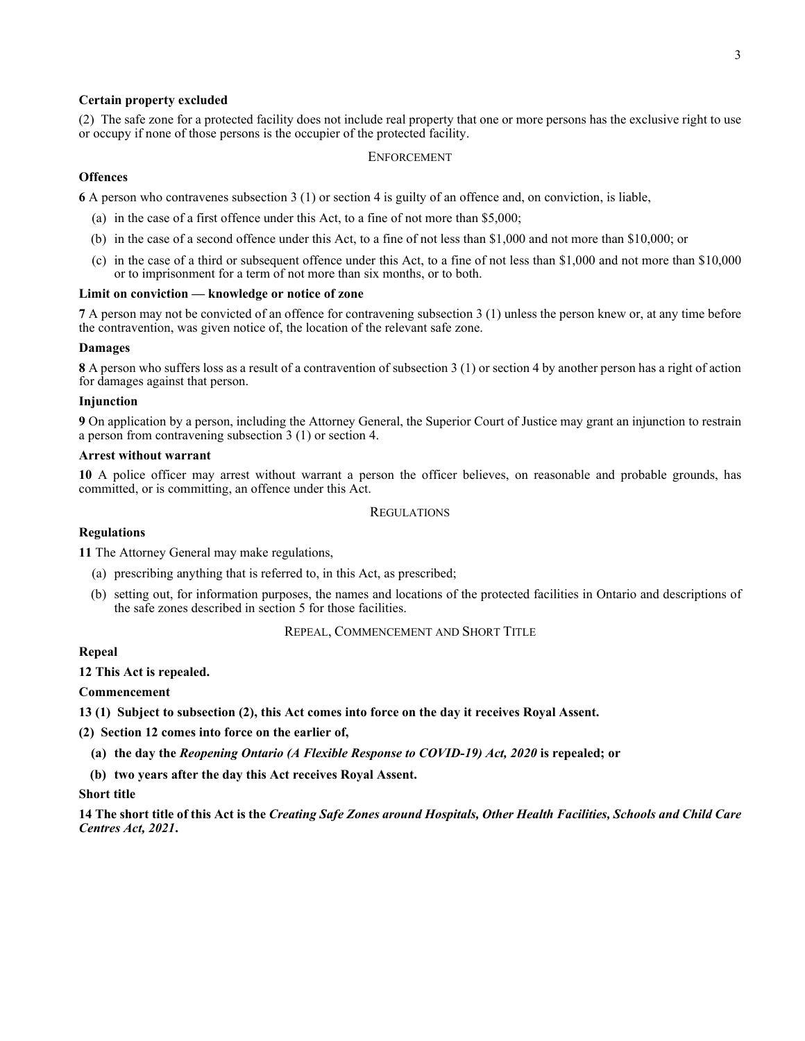**Certain property excluded**

(2) The safe zone for a protected facility does not include real property that one or more persons has the exclusive right to use or occupy if none of those persons is the occupier of the protected facility.

ENFORCEMENT

**Offences**

**6** A person who contravenes subsection 3 (1) or section 4 is guilty of an offence and, on conviction, is liable,

(a) in the case of a first offence under this Act, to a fine of not more than $5,000;

(b) in the case of a second offence under this Act, to a fine of not less than $1,000 and not more than $10,000; or

(c) in the case of a third or subsequent offence under this Act, to a fine of not less than $1,000 and not more than $10,000 or to imprisonment for a term of not more than six months, or to both.

**Limit on conviction — knowledge or notice of zone**

**7** A person may not be convicted of an offence for contravening subsection 3 (1) unless the person knew or, at any time before the contravention, was given notice of, the location of the relevant safe zone.

**Damages**

**8** A person who suffers loss as a result of a contravention of subsection 3 (1) or section 4 by another person has a right of action for damages against that person.

**Injunction**

**9** On application by a person, including the Attorney General, the Superior Court of Justice may grant an injunction to restrain a person from contravening subsection 3 (1) or section 4.

**Arrest without warrant**

**10** A police officer may arrest without warrant a person the officer believes, on reasonable and probable grounds, has committed, or is committing, an offence under this Act.

REGULATIONS

**Regulations**

**11** The Attorney General may make regulations,

(a) prescribing anything that is referred to, in this Act, as prescribed;

(b) setting out, for information purposes, the names and locations of the protected facilities in Ontario and descriptions of the safe zones described in section 5 for those facilities.

REPEAL, COMMENCEMENT AND SHORT TITLE

**Repeal**

**12 This Act is repealed.**

**Commencement**

**13 (1) Subject to subsection (2), this Act comes into force on the day it receives Royal Assent.**

**(2) Section 12 comes into force on the earlier of,**

**(a) the day the *Reopening Ontario (A Flexible Response to COVID-19) Act, 2020* is repealed; or**

**(b) two years after the day this Act receives Royal Assent.**

**Short title**

**14 The short title of this Act is the *Creating Safe Zones around Hospitals, Other Health Facilities, Schools and Child Care Centres Act, 2021*.**